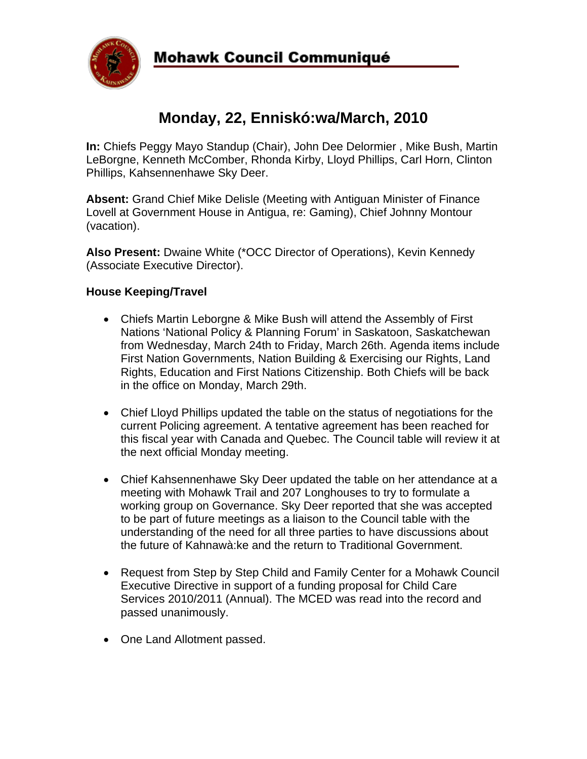# Mohawk Council Communiqué

## Monday, 22, Enniskó:wa/March, 2010

**In:** Chiefs Peggy Mayo Standup (Chair), John Dee Delormier , Mike Bush, Martin LeBorgne, Kenneth McComber, Rhonda Kirby, Lloyd Phillips, Carl Horn, Clinton Phillips, Kahsennenhawe Sky Deer.

**Absent:** Grand Chief Mike Delisle (Meeting with Antiguan Minister of Finance Lovell at Government House in Antigua, re: Gaming), Chief Johnny Montour (vacation).

**Also Present:** Dwaine White (*OCC Director of Operations), Kevin Kennedy (Associate Executive Director).

### House Keeping/Travel

- Chiefs Martin Leborgne & Mike Bush will attend the Assembly of First Nations 'National Policy & Planning Forum' in Saskatoon, Saskatchewan from Wednesday, March 24th to Friday, March 26th. Agenda items include First Nation Governments, Nation Building & Exercising our Rights, Land Rights, Education and First Nations Citizenship. Both Chiefs will be back in the office on Monday, March 29th.

- Chief Lloyd Phillips updated the table on the status of negotiations for the current Policing agreement. A tentative agreement has been reached for this fiscal year with Canada and Quebec. The Council table will review it at the next official Monday meeting.

- Chief Kahsennenhawe Sky Deer updated the table on her attendance at a meeting with Mohawk Trail and 207 Longhouses to try to formulate a working group on Governance. Sky Deer reported that she was accepted to be part of future meetings as a liaison to the Council table with the understanding of the need for all three parties to have discussions about the future of Kahnawà:ke and the return to Traditional Government.

- Request from Step by Step Child and Family Center for a Mohawk Council Executive Directive in support of a funding proposal for Child Care Services 2010/2011 (Annual). The MCED was read into the record and passed unanimously.

- One Land Allotment passed.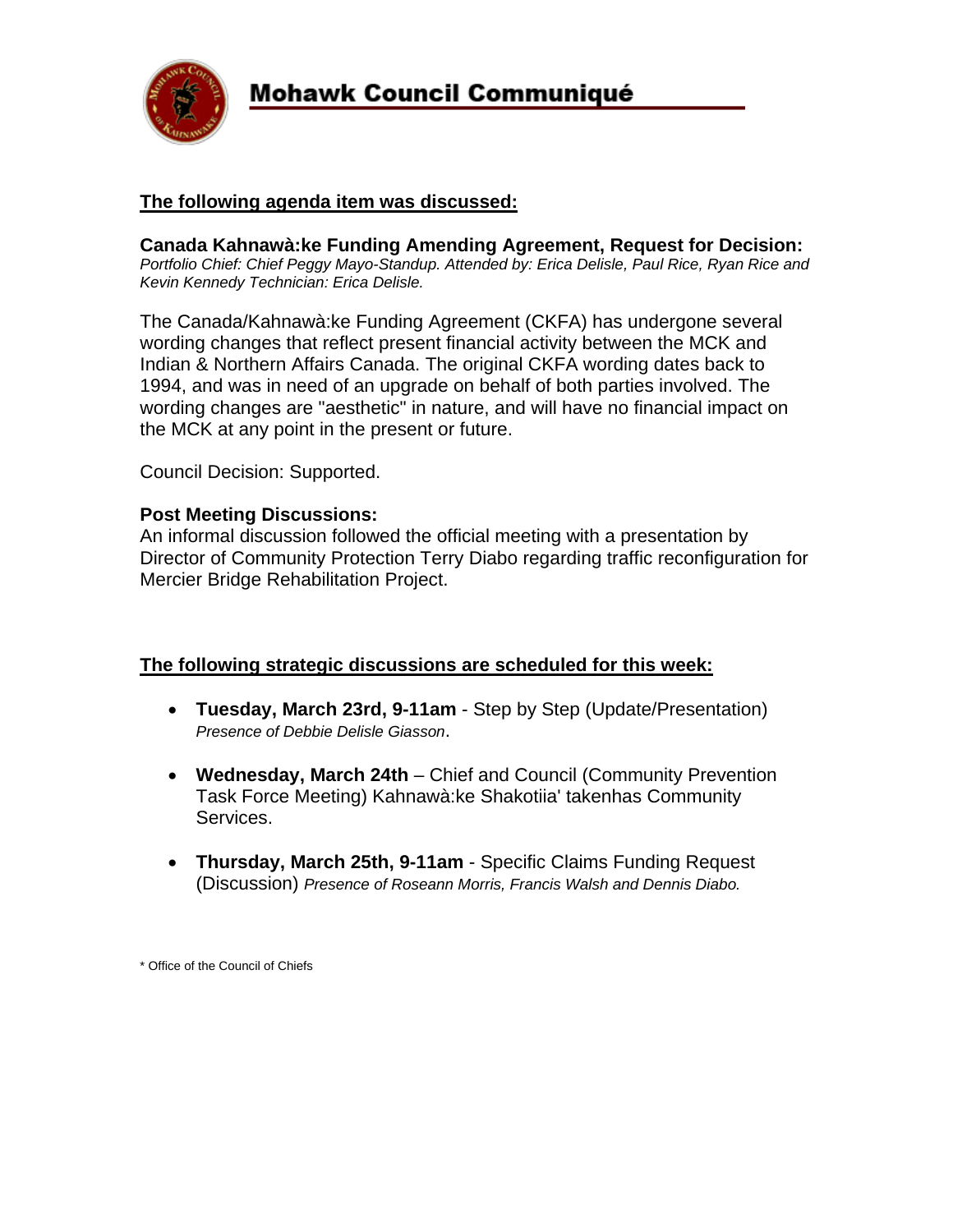# Mohawk Council Communiqué

**The following agenda item was discussed:**

**Canada Kahnawà:ke Funding Amending Agreement, Request for Decision:**
*Portfolio Chief: Chief Peggy Mayo-Standup. Attended by: Erica Delisle, Paul Rice, Ryan Rice and Kevin Kennedy Technician: Erica Delisle.*

The Canada/Kahnawà:ke Funding Agreement (CKFA) has undergone several wording changes that reflect present financial activity between the MCK and Indian & Northern Affairs Canada. The original CKFA wording dates back to 1994, and was in need of an upgrade on behalf of both parties involved. The wording changes are "aesthetic" in nature, and will have no financial impact on the MCK at any point in the present or future.

Council Decision: Supported.

**Post Meeting Discussions:**
An informal discussion followed the official meeting with a presentation by Director of Community Protection Terry Diabo regarding traffic reconfiguration for Mercier Bridge Rehabilitation Project.

**The following strategic discussions are scheduled for this week:**

- **Tuesday, March 23rd, 9-11am** - Step by Step (Update/Presentation) *Presence of Debbie Delisle Giasson*.
- **Wednesday, March 24th** – Chief and Council (Community Prevention Task Force Meeting) Kahnawà:ke Shakotiia' takenhas Community Services.
- **Thursday, March 25th, 9-11am** - Specific Claims Funding Request (Discussion) *Presence of Roseann Morris, Francis Walsh and Dennis Diabo.*

* Office of the Council of Chiefs